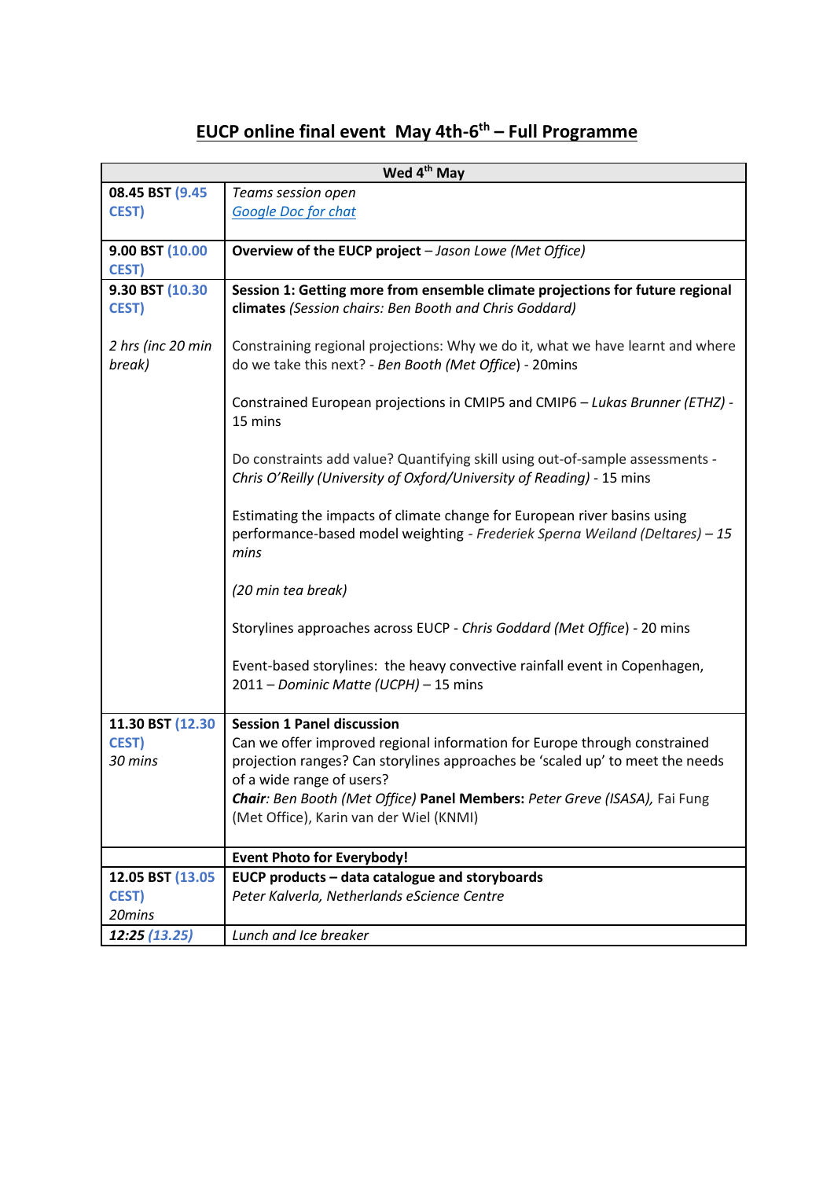# EUCP online final event May 4th-6th – Full Programme

| Wed 4th May | |
|---|---|
| **08.45 BST** (9.45 CEST) | *Teams session open*<br>*Google Doc for chat* |
| **9.00 BST** (10.00 CEST) | **Overview of the EUCP project** – *Jason Lowe (Met Office)* |
| **9.30 BST** (10.30 CEST)<br><br>*2 hrs (inc 20 min break)* | **Session 1: Getting more from ensemble climate projections for future regional climates** *(Session chairs: Ben Booth and Chris Goddard)*<br><br>Constraining regional projections: Why we do it, what we have learnt and where do we take this next? - *Ben Booth (Met Office)* - 20mins<br><br>Constrained European projections in CMIP5 and CMIP6 – *Lukas Brunner (ETHZ)* - 15 mins<br><br>Do constraints add value? Quantifying skill using out-of-sample assessments - *Chris O'Reilly (University of Oxford/University of Reading)* - 15 mins<br><br>Estimating the impacts of climate change for European river basins using performance-based model weighting - *Frederiek Sperna Weiland (Deltares) – 15 mins*<br><br>*(20 min tea break)*<br><br>Storylines approaches across EUCP - *Chris Goddard (Met Office)* - 20 mins<br><br>Event-based storylines: the heavy convective rainfall event in Copenhagen, 2011 – *Dominic Matte (UCPH)* – 15 mins |
| **11.30 BST** (12.30 CEST)<br>*30 mins* | **Session 1 Panel discussion**<br>Can we offer improved regional information for Europe through constrained projection ranges? Can storylines approaches be 'scaled up' to meet the needs of a wide range of users?<br>***Chair***: *Ben Booth (Met Office)* **Panel Members:** *Peter Greve (ISASA),* Fai Fung (Met Office), Karin van der Wiel (KNMI) |
| | **Event Photo for Everybody!** |
| **12.05 BST** (13.05 CEST)<br>*20mins* | **EUCP products – data catalogue and storyboards**<br>*Peter Kalverla, Netherlands eScience Centre* |
| ***12:25*** *(13.25)* | Lunch and Ice breaker |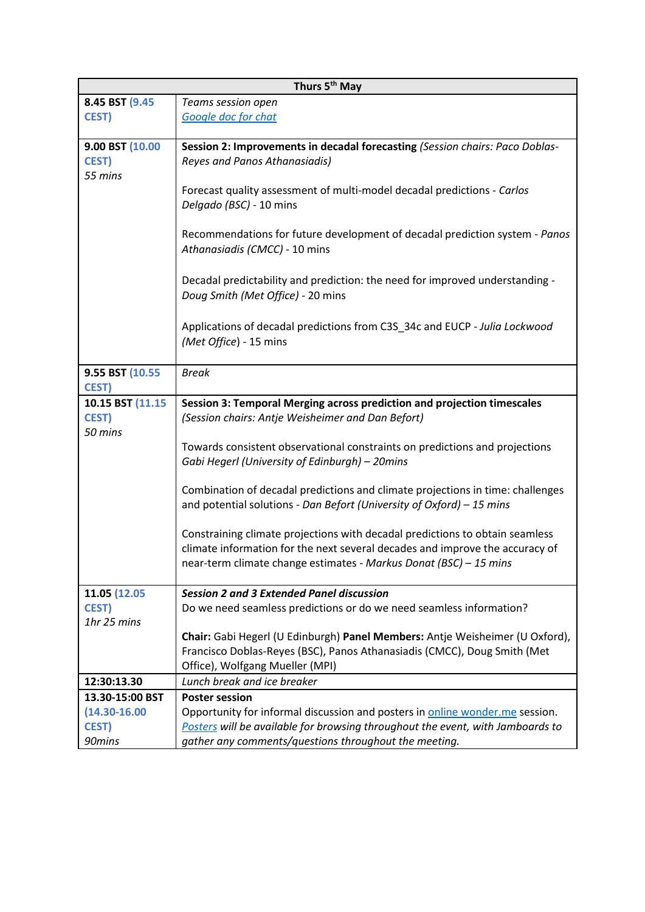| Thurs 5th May | |
|---|---|
| **8.45 BST** **(9.45 CEST)** | *Teams session open*<br>*Google doc for chat* |
| **9.00 BST** **(10.00 CEST)**<br>*55 mins* | **Session 2: Improvements in decadal forecasting** *(Session chairs: Paco Doblas-Reyes and Panos Athanasiadis)*<br><br>Forecast quality assessment of multi-model decadal predictions - *Carlos Delgado (BSC)* - 10 mins<br><br>Recommendations for future development of decadal prediction system - *Panos Athanasiadis (CMCC)* - 10 mins<br><br>Decadal predictability and prediction: the need for improved understanding - *Doug Smith (Met Office)* - 20 mins<br><br>Applications of decadal predictions from C3S_34c and EUCP - *Julia Lockwood (Met Office)* - 15 mins |
| **9.55 BST** **(10.55 CEST)** | *Break* |
| **10.15 BST** **(11.15 CEST)**<br>*50 mins* | **Session 3: Temporal Merging across prediction and projection timescales** *(Session chairs: Antje Weisheimer and Dan Befort)*<br><br>Towards consistent observational constraints on predictions and projections *Gabi Hegerl (University of Edinburgh) – 20mins*<br><br>Combination of decadal predictions and climate projections in time: challenges and potential solutions - *Dan Befort (University of Oxford) – 15 mins*<br><br>Constraining climate projections with decadal predictions to obtain seamless climate information for the next several decades and improve the accuracy of near-term climate change estimates - *Markus Donat (BSC) – 15 mins* |
| **11.05** **(12.05 CEST)**<br>*1hr 25 mins* | ***Session 2 and 3 Extended Panel discussion***<br>Do we need seamless predictions or do we need seamless information?<br><br>**Chair:** Gabi Hegerl (U Edinburgh) **Panel Members:** Antje Weisheimer (U Oxford), Francisco Doblas-Reyes (BSC), Panos Athanasiadis (CMCC), Doug Smith (Met Office), Wolfgang Mueller (MPI) |
| **12:30:13.30** | *Lunch break and ice breaker* |
| **13.30-15:00 BST** **(14.30-16.00 CEST)**<br>*90mins* | **Poster session**<br>Opportunity for informal discussion and posters in online wonder.me session.<br>*Posters will be available for browsing throughout the event, with Jamboards to gather any comments/questions throughout the meeting.* |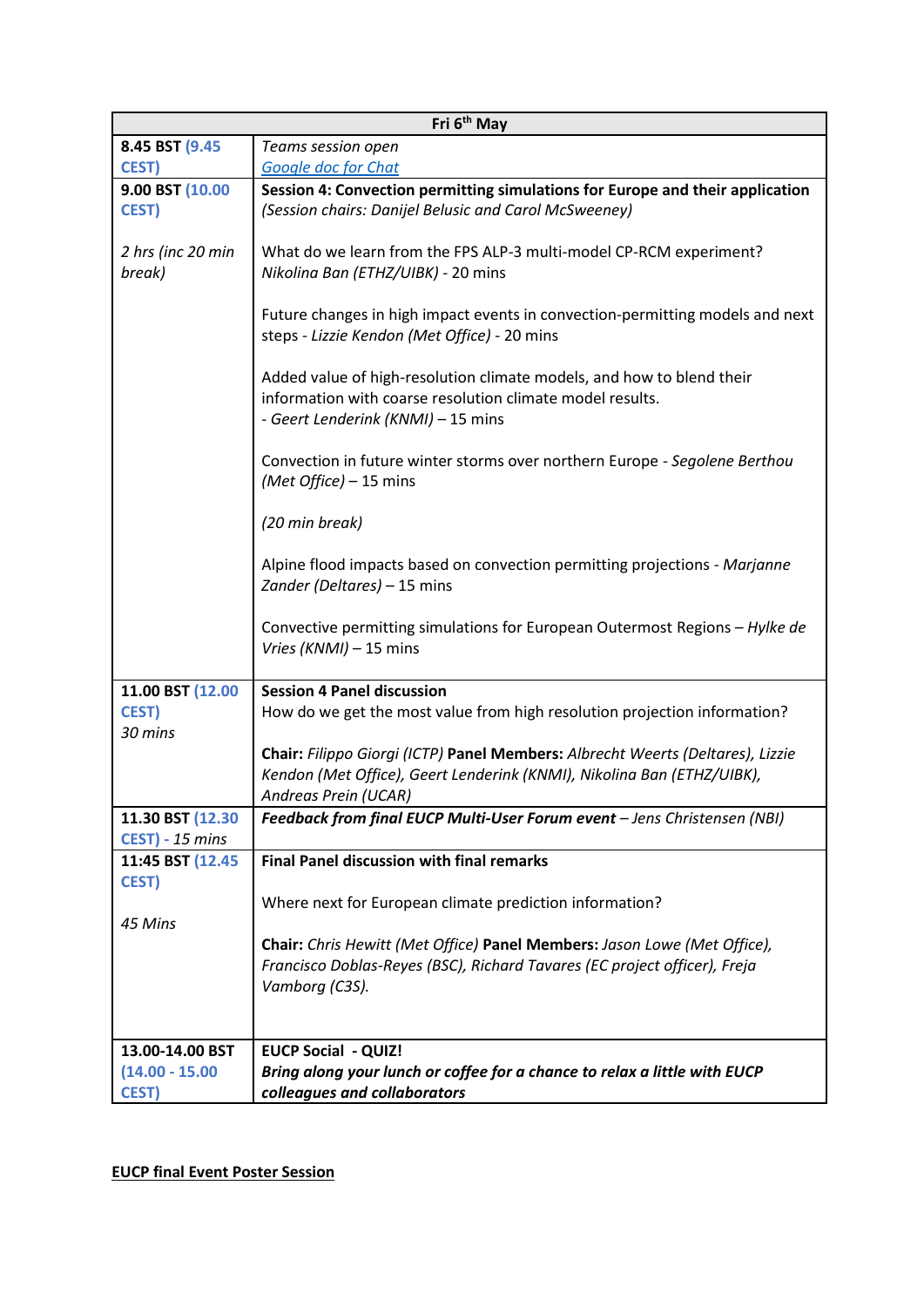| Fri 6th May | |
|---|---|
| **8.45 BST** **(9.45 CEST)** | *Teams session open*<br>[*Google doc for Chat*]() |
| **9.00 BST** **(10.00 CEST)**<br><br>*2 hrs (inc 20 min break)* | **Session 4: Convection permitting simulations for Europe and their application**<br>*(Session chairs: Danijel Belusic and Carol McSweeney)*<br><br>What do we learn from the FPS ALP-3 multi-model CP-RCM experiment? *Nikolina Ban (ETHZ/UIBK)* - 20 mins<br><br>Future changes in high impact events in convection-permitting models and next steps - *Lizzie Kendon (Met Office)* - 20 mins<br><br>Added value of high-resolution climate models, and how to blend their information with coarse resolution climate model results.<br>- *Geert Lenderink (KNMI)* – 15 mins<br><br>Convection in future winter storms over northern Europe - *Segolene Berthou (Met Office)* – 15 mins<br><br>*(20 min break)*<br><br>Alpine flood impacts based on convection permitting projections - *Marjanne Zander (Deltares)* – 15 mins<br><br>Convective permitting simulations for European Outermost Regions – *Hylke de Vries (KNMI)* – 15 mins |
| **11.00 BST** **(12.00 CEST)**<br>*30 mins* | **Session 4 Panel discussion**<br>How do we get the most value from high resolution projection information?<br><br>**Chair:** *Filippo Giorgi (ICTP)* **Panel Members:** *Albrecht Weerts (Deltares), Lizzie Kendon (Met Office), Geert Lenderink (KNMI), Nikolina Ban (ETHZ/UIBK), Andreas Prein (UCAR)* |
| **11.30 BST** **(12.30 CEST)** - *15 mins* | ***Feedback from final EUCP Multi-User Forum event*** – *Jens Christensen (NBI)* |
| **11:45 BST** **(12.45 CEST)**<br><br>*45 Mins* | **Final Panel discussion with final remarks**<br><br>Where next for European climate prediction information?<br><br>**Chair:** *Chris Hewitt (Met Office)* **Panel Members:** *Jason Lowe (Met Office), Francisco Doblas-Reyes (BSC), Richard Tavares (EC project officer), Freja Vamborg (C3S).* |
| **13.00-14.00 BST** **(14.00 - 15.00 CEST)** | **EUCP Social - QUIZ!**<br>***Bring along your lunch or coffee for a chance to relax a little with EUCP colleagues and collaborators*** |

**EUCP final Event Poster Session**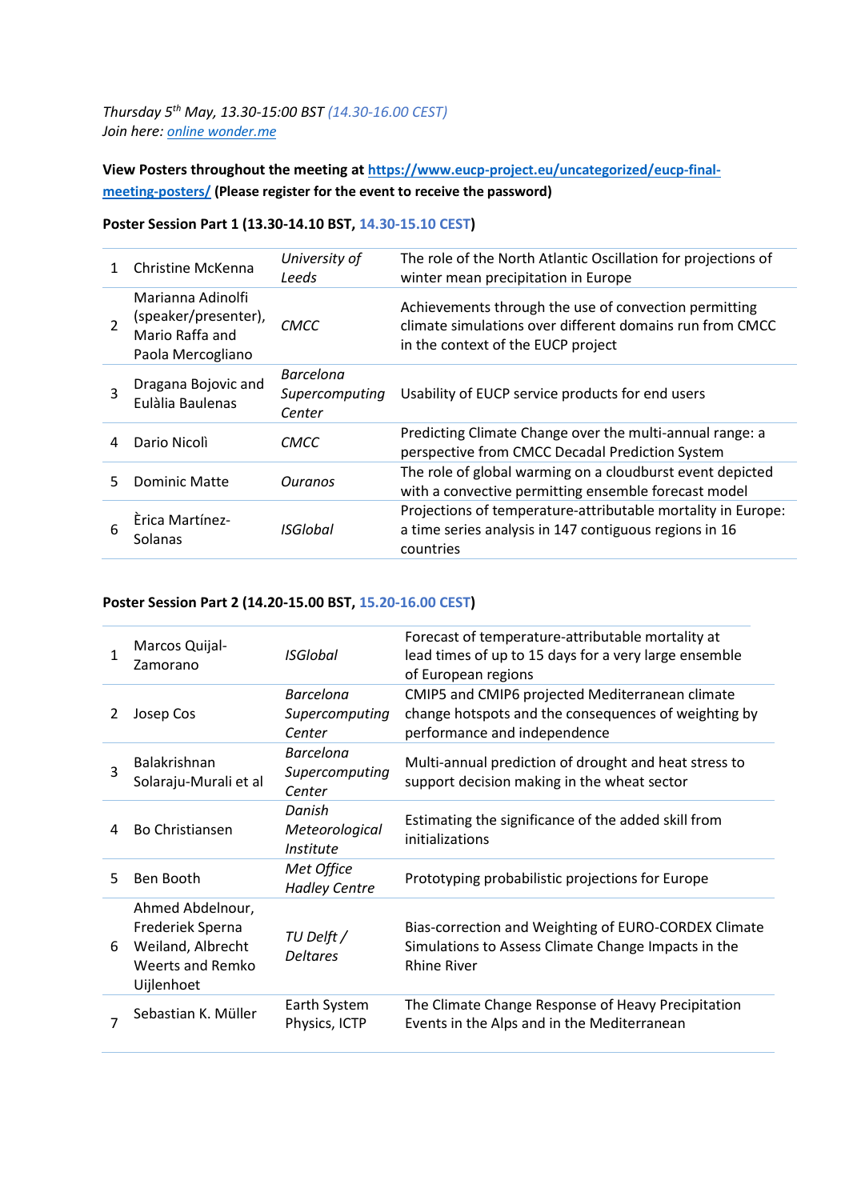*Thursday 5th May, 13.30-15:00 BST (14.30-16.00 CEST)*
*Join here: [online wonder.me](online wonder.me)*

**View Posters throughout the meeting at [https://www.eucp-project.eu/uncategorized/eucp-final-meeting-posters/](https://www.eucp-project.eu/uncategorized/eucp-final-meeting-posters/) (Please register for the event to receive the password)**

**Poster Session Part 1 (13.30-14.10 BST, 14.30-15.10 CEST)**

| | | | |
|---|---|---|---|
| 1 | Christine McKenna | *University of Leeds* | The role of the North Atlantic Oscillation for projections of winter mean precipitation in Europe |
| 2 | Marianna Adinolfi (speaker/presenter), Mario Raffa and Paola Mercogliano | *CMCC* | Achievements through the use of convection permitting climate simulations over different domains run from CMCC in the context of the EUCP project |
| 3 | Dragana Bojovic and Eulàlia Baulenas | *Barcelona Supercomputing Center* | Usability of EUCP service products for end users |
| 4 | Dario Nicolì | *CMCC* | Predicting Climate Change over the multi-annual range: a perspective from CMCC Decadal Prediction System |
| 5 | Dominic Matte | *Ouranos* | The role of global warming on a cloudburst event depicted with a convective permitting ensemble forecast model |
| 6 | Èrica Martínez-Solanas | *ISGlobal* | Projections of temperature-attributable mortality in Europe: a time series analysis in 147 contiguous regions in 16 countries |

**Poster Session Part 2 (14.20-15.00 BST, 15.20-16.00 CEST)**

| | | | |
|---|---|---|---|
| 1 | Marcos Quijal-Zamorano | *ISGlobal* | Forecast of temperature-attributable mortality at lead times of up to 15 days for a very large ensemble of European regions |
| 2 | Josep Cos | *Barcelona Supercomputing Center* | CMIP5 and CMIP6 projected Mediterranean climate change hotspots and the consequences of weighting by performance and independence |
| 3 | Balakrishnan Solaraju-Murali et al | *Barcelona Supercomputing Center* | Multi-annual prediction of drought and heat stress to support decision making in the wheat sector |
| 4 | Bo Christiansen | *Danish Meteorological Institute* | Estimating the significance of the added skill from initializations |
| 5 | Ben Booth | *Met Office Hadley Centre* | Prototyping probabilistic projections for Europe |
| 6 | Ahmed Abdelnour, Frederiek Sperna Weiland, Albrecht Weerts and Remko Uijlenhoet | *TU Delft / Deltares* | Bias-correction and Weighting of EURO-CORDEX Climate Simulations to Assess Climate Change Impacts in the Rhine River |
| 7 | Sebastian K. Müller | Earth System Physics, ICTP | The Climate Change Response of Heavy Precipitation Events in the Alps and in the Mediterranean |